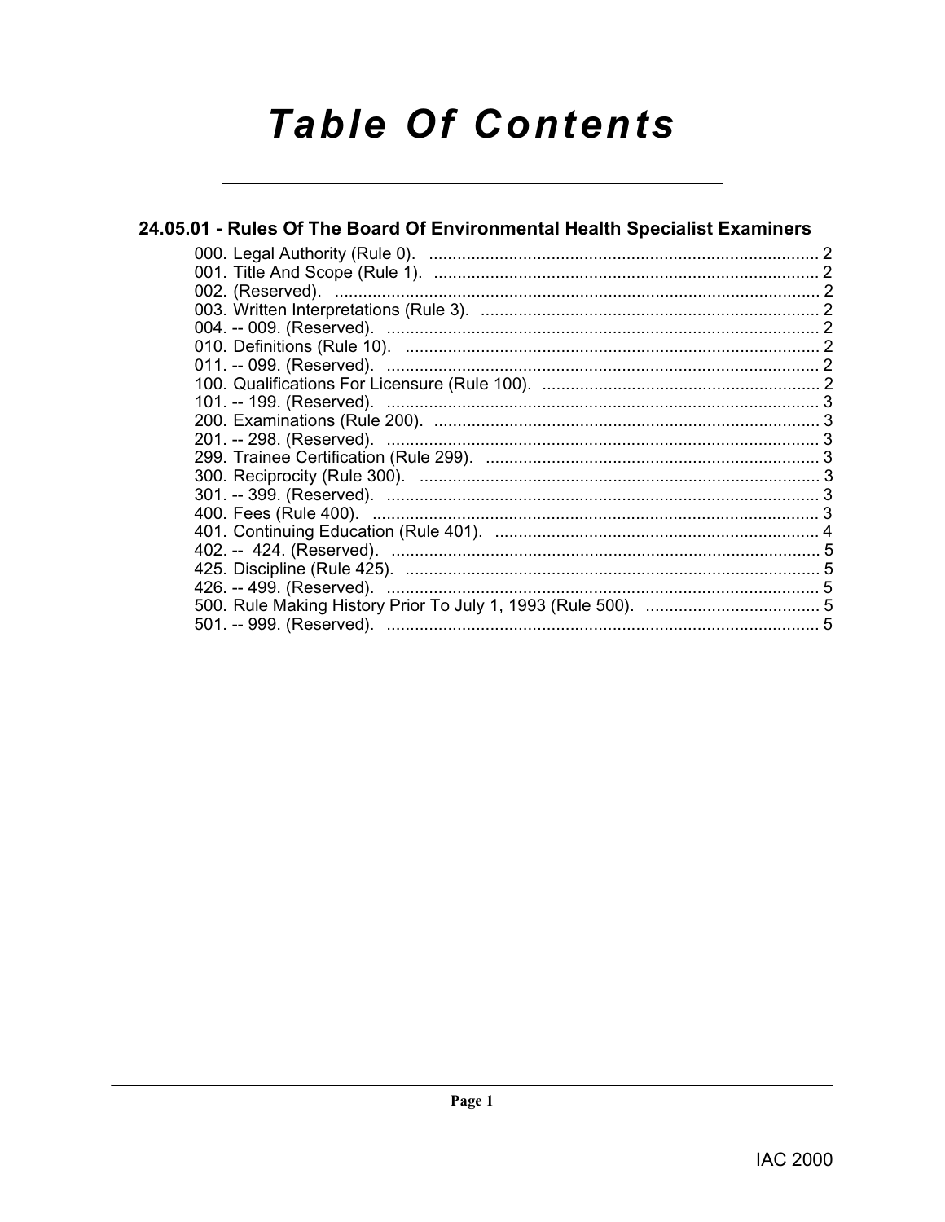# Table Of Contents

## 24.05.01 - Rules Of The Board Of Environmental Health Specialist Examiners

000. Legal Authority (Rule 0). ........ 2
001. Title And Scope (Rule 1). ........ 2
002. (Reserved). ........ 2
003. Written Interpretations (Rule 3). ........ 2
004. -- 009. (Reserved). ........ 2
010. Definitions (Rule 10). ........ 2
011. -- 099. (Reserved). ........ 2
100. Qualifications For Licensure (Rule 100). ........ 2
101. -- 199. (Reserved). ........ 3
200. Examinations (Rule 200). ........ 3
201. -- 298. (Reserved). ........ 3
299. Trainee Certification (Rule 299). ........ 3
300. Reciprocity (Rule 300). ........ 3
301. -- 399. (Reserved). ........ 3
400. Fees (Rule 400). ........ 3
401. Continuing Education (Rule 401). ........ 4
402. -- 424. (Reserved). ........ 5
425. Discipline (Rule 425). ........ 5
426. -- 499. (Reserved). ........ 5
500. Rule Making History Prior To July 1, 1993 (Rule 500). ........ 5
501. -- 999. (Reserved). ........ 5

IAC 2000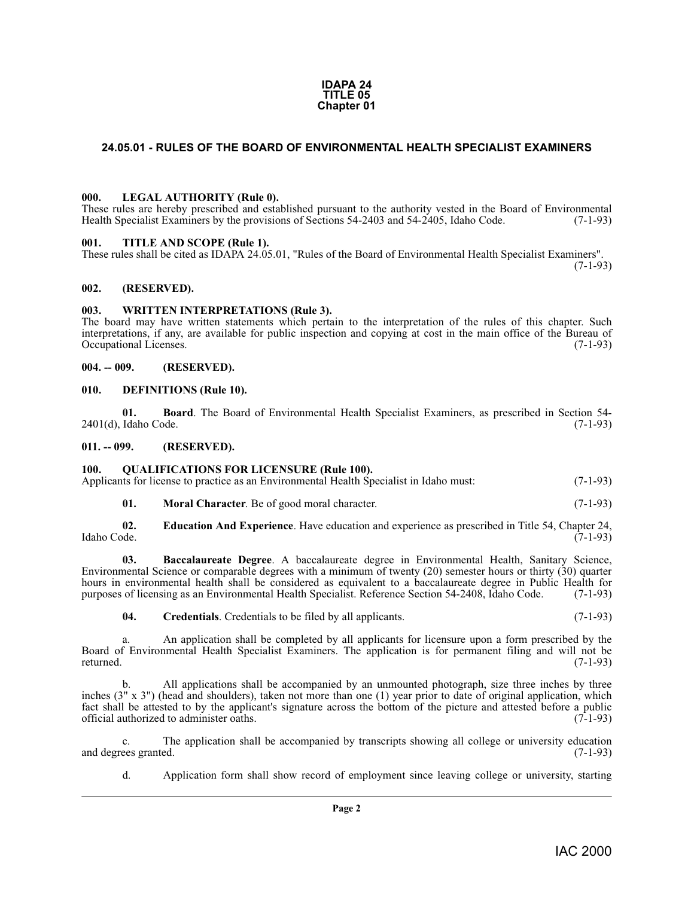**IDAPA 24**
**TITLE 05**
**Chapter 01**

## 24.05.01 - RULES OF THE BOARD OF ENVIRONMENTAL HEALTH SPECIALIST EXAMINERS

### 000. LEGAL AUTHORITY (Rule 0).

These rules are hereby prescribed and established pursuant to the authority vested in the Board of Environmental Health Specialist Examiners by the provisions of Sections 54-2403 and 54-2405, Idaho Code. (7-1-93)

### 001. TITLE AND SCOPE (Rule 1).

These rules shall be cited as IDAPA 24.05.01, "Rules of the Board of Environmental Health Specialist Examiners". (7-1-93)

### 002. (RESERVED).

### 003. WRITTEN INTERPRETATIONS (Rule 3).

The board may have written statements which pertain to the interpretation of the rules of this chapter. Such interpretations, if any, are available for public inspection and copying at cost in the main office of the Bureau of Occupational Licenses. (7-1-93)

### 004. -- 009. (RESERVED).

### 010. DEFINITIONS (Rule 10).

**01. Board**. The Board of Environmental Health Specialist Examiners, as prescribed in Section 54-2401(d), Idaho Code. (7-1-93)

### 011. -- 099. (RESERVED).

### 100. QUALIFICATIONS FOR LICENSURE (Rule 100).

Applicants for license to practice as an Environmental Health Specialist in Idaho must: (7-1-93)

**01. Moral Character**. Be of good moral character. (7-1-93)

**02. Education And Experience**. Have education and experience as prescribed in Title 54, Chapter 24, Idaho Code. (7-1-93)

**03. Baccalaureate Degree**. A baccalaureate degree in Environmental Health, Sanitary Science, Environmental Science or comparable degrees with a minimum of twenty (20) semester hours or thirty (30) quarter hours in environmental health shall be considered as equivalent to a baccalaureate degree in Public Health for purposes of licensing as an Environmental Health Specialist. Reference Section 54-2408, Idaho Code. (7-1-93)

**04. Credentials**. Credentials to be filed by all applicants. (7-1-93)

a. An application shall be completed by all applicants for licensure upon a form prescribed by the Board of Environmental Health Specialist Examiners. The application is for permanent filing and will not be returned. (7-1-93)

b. All applications shall be accompanied by an unmounted photograph, size three inches by three inches (3" x 3") (head and shoulders), taken not more than one (1) year prior to date of original application, which fact shall be attested to by the applicant's signature across the bottom of the picture and attested before a public official authorized to administer oaths. (7-1-93)

c. The application shall be accompanied by transcripts showing all college or university education and degrees granted. (7-1-93)

d. Application form shall show record of employment since leaving college or university, starting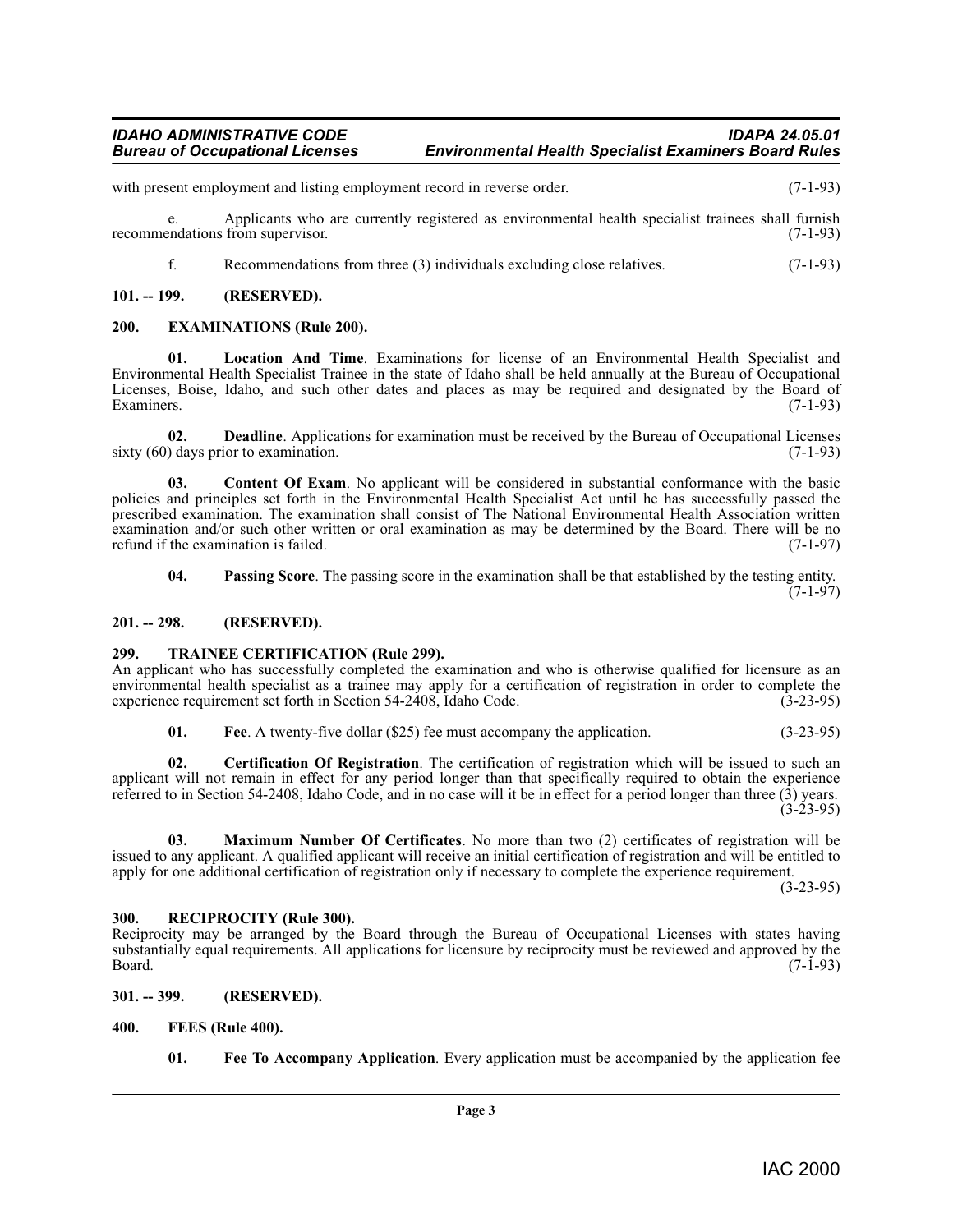with present employment and listing employment record in reverse order. (7-1-93)

e. Applicants who are currently registered as environmental health specialist trainees shall furnish recommendations from supervisor. (7-1-93)

f. Recommendations from three (3) individuals excluding close relatives. (7-1-93)

## 101. -- 199. (RESERVED).

## 200. EXAMINATIONS (Rule 200).

**01. Location And Time**. Examinations for license of an Environmental Health Specialist and Environmental Health Specialist Trainee in the state of Idaho shall be held annually at the Bureau of Occupational Licenses, Boise, Idaho, and such other dates and places as may be required and designated by the Board of Examiners. (7-1-93)

**02. Deadline**. Applications for examination must be received by the Bureau of Occupational Licenses sixty (60) days prior to examination. (7-1-93)

**03. Content Of Exam**. No applicant will be considered in substantial conformance with the basic policies and principles set forth in the Environmental Health Specialist Act until he has successfully passed the prescribed examination. The examination shall consist of The National Environmental Health Association written examination and/or such other written or oral examination as may be determined by the Board. There will be no refund if the examination is failed. (7-1-97)

**04. Passing Score**. The passing score in the examination shall be that established by the testing entity. (7-1-97)

## 201. -- 298. (RESERVED).

## 299. TRAINEE CERTIFICATION (Rule 299).

An applicant who has successfully completed the examination and who is otherwise qualified for licensure as an environmental health specialist as a trainee may apply for a certification of registration in order to complete the experience requirement set forth in Section 54-2408, Idaho Code. (3-23-95)

**01. Fee**. A twenty-five dollar ($25) fee must accompany the application. (3-23-95)

**02. Certification Of Registration**. The certification of registration which will be issued to such an applicant will not remain in effect for any period longer than that specifically required to obtain the experience referred to in Section 54-2408, Idaho Code, and in no case will it be in effect for a period longer than three (3) years. (3-23-95)

**03. Maximum Number Of Certificates**. No more than two (2) certificates of registration will be issued to any applicant. A qualified applicant will receive an initial certification of registration and will be entitled to apply for one additional certification of registration only if necessary to complete the experience requirement. (3-23-95)

## 300. RECIPROCITY (Rule 300).

Reciprocity may be arranged by the Board through the Bureau of Occupational Licenses with states having substantially equal requirements. All applications for licensure by reciprocity must be reviewed and approved by the Board. (7-1-93)

## 301. -- 399. (RESERVED).

## 400. FEES (Rule 400).

**01. Fee To Accompany Application**. Every application must be accompanied by the application fee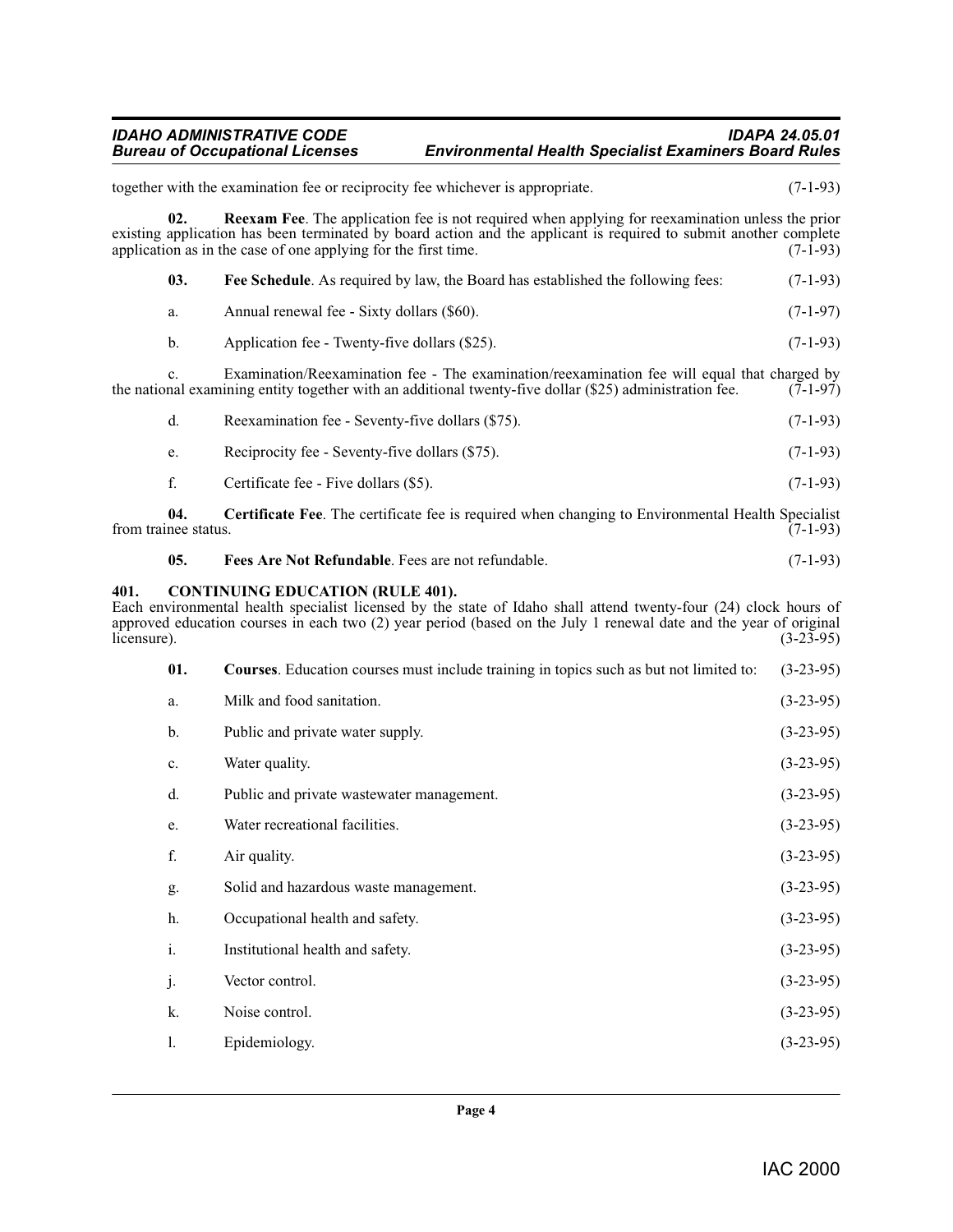together with the examination fee or reciprocity fee whichever is appropriate. (7-1-93)

**02. Reexam Fee**. The application fee is not required when applying for reexamination unless the prior existing application has been terminated by board action and the applicant is required to submit another complete application as in the case of one applying for the first time. (7-1-93)

**03. Fee Schedule**. As required by law, the Board has established the following fees: (7-1-93)

a. Annual renewal fee - Sixty dollars ($60). (7-1-97)

b. Application fee - Twenty-five dollars ($25). (7-1-93)

c. Examination/Reexamination fee - The examination/reexamination fee will equal that charged by the national examining entity together with an additional twenty-five dollar ($25) administration fee. (7-1-97)

d. Reexamination fee - Seventy-five dollars ($75). (7-1-93)

e. Reciprocity fee - Seventy-five dollars ($75). (7-1-93)

f. Certificate fee - Five dollars ($5). (7-1-93)

**04. Certificate Fee**. The certificate fee is required when changing to Environmental Health Specialist from trainee status. (7-1-93)

**05. Fees Are Not Refundable**. Fees are not refundable. (7-1-93)

## 401. CONTINUING EDUCATION (RULE 401).

Each environmental health specialist licensed by the state of Idaho shall attend twenty-four (24) clock hours of approved education courses in each two (2) year period (based on the July 1 renewal date and the year of original licensure). (3-23-95)

**01. Courses**. Education courses must include training in topics such as but not limited to: (3-23-95)

a. Milk and food sanitation. (3-23-95)

b. Public and private water supply. (3-23-95)

c. Water quality. (3-23-95)

d. Public and private wastewater management. (3-23-95)

e. Water recreational facilities. (3-23-95)

f. Air quality. (3-23-95)

g. Solid and hazardous waste management. (3-23-95)

h. Occupational health and safety. (3-23-95)

i. Institutional health and safety. (3-23-95)

j. Vector control. (3-23-95)

k. Noise control. (3-23-95)

l. Epidemiology. (3-23-95)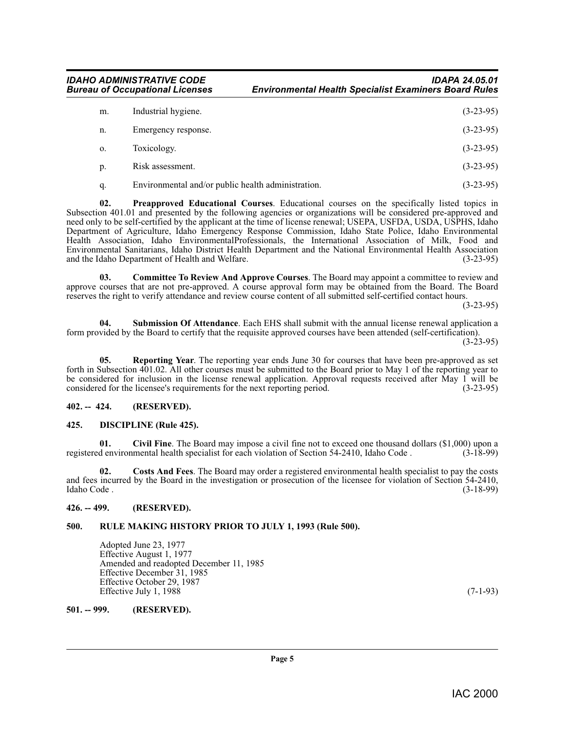m. Industrial hygiene. (3-23-95)

n. Emergency response. (3-23-95)

o. Toxicology. (3-23-95)

p. Risk assessment. (3-23-95)

q. Environmental and/or public health administration. (3-23-95)

**02. Preapproved Educational Courses**. Educational courses on the specifically listed topics in Subsection 401.01 and presented by the following agencies or organizations will be considered pre-approved and need only to be self-certified by the applicant at the time of license renewal; USEPA, USFDA, USDA, USPHS, Idaho Department of Agriculture, Idaho Emergency Response Commission, Idaho State Police, Idaho Environmental Health Association, Idaho EnvironmentalProfessionals, the International Association of Milk, Food and Environmental Sanitarians, Idaho District Health Department and the National Environmental Health Association and the Idaho Department of Health and Welfare. (3-23-95)

**03. Committee To Review And Approve Courses**. The Board may appoint a committee to review and approve courses that are not pre-approved. A course approval form may be obtained from the Board. The Board reserves the right to verify attendance and review course content of all submitted self-certified contact hours. (3-23-95)

**04. Submission Of Attendance**. Each EHS shall submit with the annual license renewal application a form provided by the Board to certify that the requisite approved courses have been attended (self-certification). (3-23-95)

**05. Reporting Year**. The reporting year ends June 30 for courses that have been pre-approved as set forth in Subsection 401.02. All other courses must be submitted to the Board prior to May 1 of the reporting year to be considered for inclusion in the license renewal application. Approval requests received after May 1 will be considered for the licensee's requirements for the next reporting period. (3-23-95)

**402. -- 424. (RESERVED).**

**425. DISCIPLINE (Rule 425).**

**01. Civil Fine**. The Board may impose a civil fine not to exceed one thousand dollars ($1,000) upon a registered environmental health specialist for each violation of Section 54-2410, Idaho Code . (3-18-99)

**02. Costs And Fees**. The Board may order a registered environmental health specialist to pay the costs and fees incurred by the Board in the investigation or prosecution of the licensee for violation of Section 54-2410, Idaho Code . (3-18-99)

**426. -- 499. (RESERVED).**

**500. RULE MAKING HISTORY PRIOR TO JULY 1, 1993 (Rule 500).**

Adopted June 23, 1977
Effective August 1, 1977
Amended and readopted December 11, 1985
Effective December 31, 1985
Effective October 29, 1987
Effective July 1, 1988 (7-1-93)

**501. -- 999. (RESERVED).**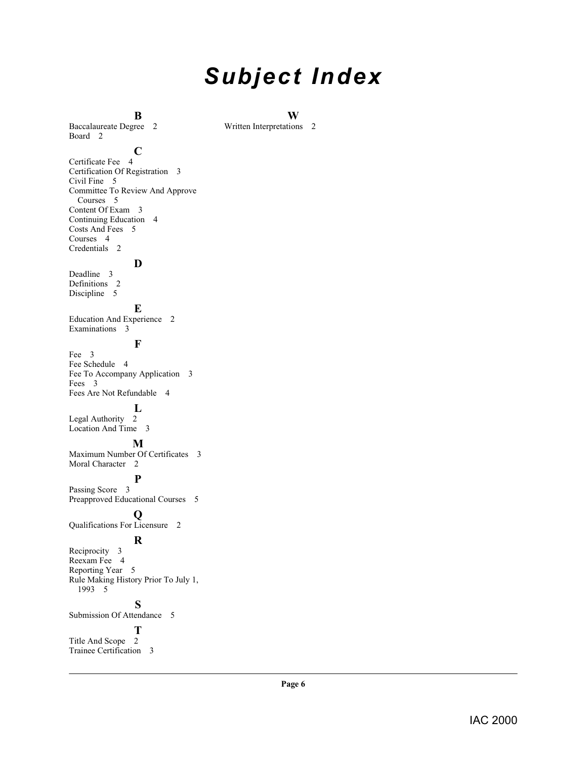# Subject Index

**B**

Baccalaureate Degree 2
Board 2

**C**

Certificate Fee 4
Certification Of Registration 3
Civil Fine 5
Committee To Review And Approve Courses 5
Content Of Exam 3
Continuing Education 4
Costs And Fees 5
Courses 4
Credentials 2

**D**

Deadline 3
Definitions 2
Discipline 5

**E**

Education And Experience 2
Examinations 3

**F**

Fee 3
Fee Schedule 4
Fee To Accompany Application 3
Fees 3
Fees Are Not Refundable 4

**L**

Legal Authority 2
Location And Time 3

**M**

Maximum Number Of Certificates 3
Moral Character 2

**P**

Passing Score 3
Preapproved Educational Courses 5

**Q**

Qualifications For Licensure 2

**R**

Reciprocity 3
Reexam Fee 4
Reporting Year 5
Rule Making History Prior To July 1, 1993 5

**S**

Submission Of Attendance 5

**T**

Title And Scope 2
Trainee Certification 3

**W**

Written Interpretations 2